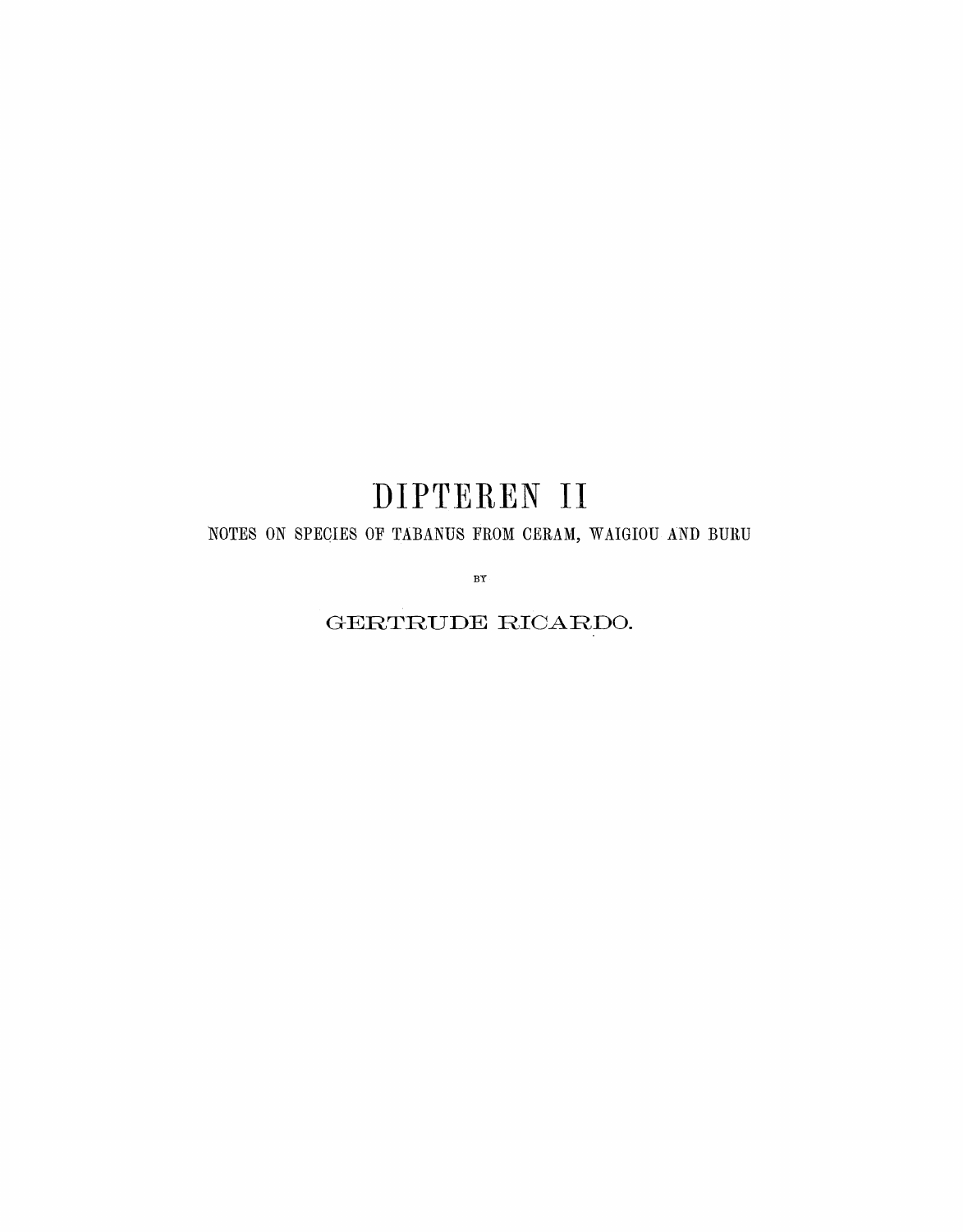# DIPTEREN II

## NOTES ON SPECIES OF TABANUS FROM CERAM, WAIGIOU AND BURU

BY

GERTRUDE RICARDO.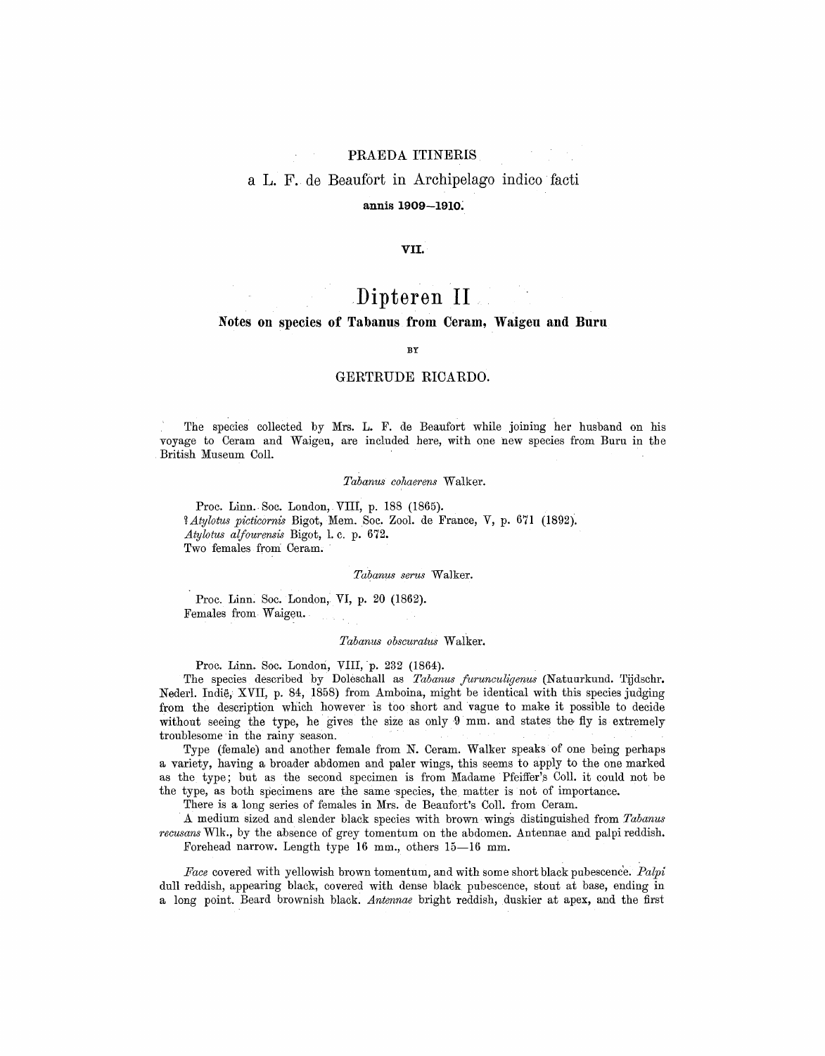# PRAEDA ITINERIS

## a L. F. de Beaufort in Archipelago indico facti

**annis 1909—1910.**

VII.

# Dipteren II

### Notes on species of Tabanus from Ceram, Waigeu and Buru

BY

GERTRUDE RICARDO.

The species collected by Mrs. L. F. de Beaufort while joining her husband on his voyage to Ceram and Waigeu, are included here, with one new species from Buru in the British Museum Coll.

*Tabanus cohaerens* Walker.

Proc. Linn. Soc. London, VIII, p. 188 (1865).
?*Atylotus picticornis* Bigot, Mem. Soc. Zool. de France, V, p. 671 (1892).
*Atylotus alfourensis* Bigot, l. c. p. 672.
Two females from Ceram.

*Tabanus serus* Walker.

Proc. Linn. Soc. London, VI, p. 20 (1862).
Females from Waigeu.

*Tabanus obscuratus* Walker.

Proc. Linn. Soc. London, VIII, p. 232 (1864).

The species described by Doleschall as *Tabanus furunculigenus* (Natuurkund. Tijdschr. Nederl. Indië, XVII, p. 84, 1858) from Amboina, might be identical with this species judging from the description which however is too short and vague to make it possible to decide without seeing the type, he gives the size as only 9 mm. and states the fly is extremely troublesome in the rainy season.

Type (female) and another female from N. Ceram. Walker speaks of one being perhaps a variety, having a broader abdomen and paler wings, this seems to apply to the one marked as the type; but as the second specimen is from Madame Pfeiffer's Coll. it could not be the type, as both specimens are the same species, the matter is not of importance.

There is a long series of females in Mrs. de Beaufort's Coll. from Ceram.

A medium sized and slender black species with brown wings distinguished from *Tabanus recusans* Wlk., by the absence of grey tomentum on the abdomen. Antennae and palpi reddish. Forehead narrow. Length type 16 mm., others 15—16 mm.

*Face* covered with yellowish brown tomentum, and with some short black pubescence. *Palpi* dull reddish, appearing black, covered with dense black pubescence, stout at base, ending in a long point. Beard brownish black. *Antennae* bright reddish, duskier at apex, and the first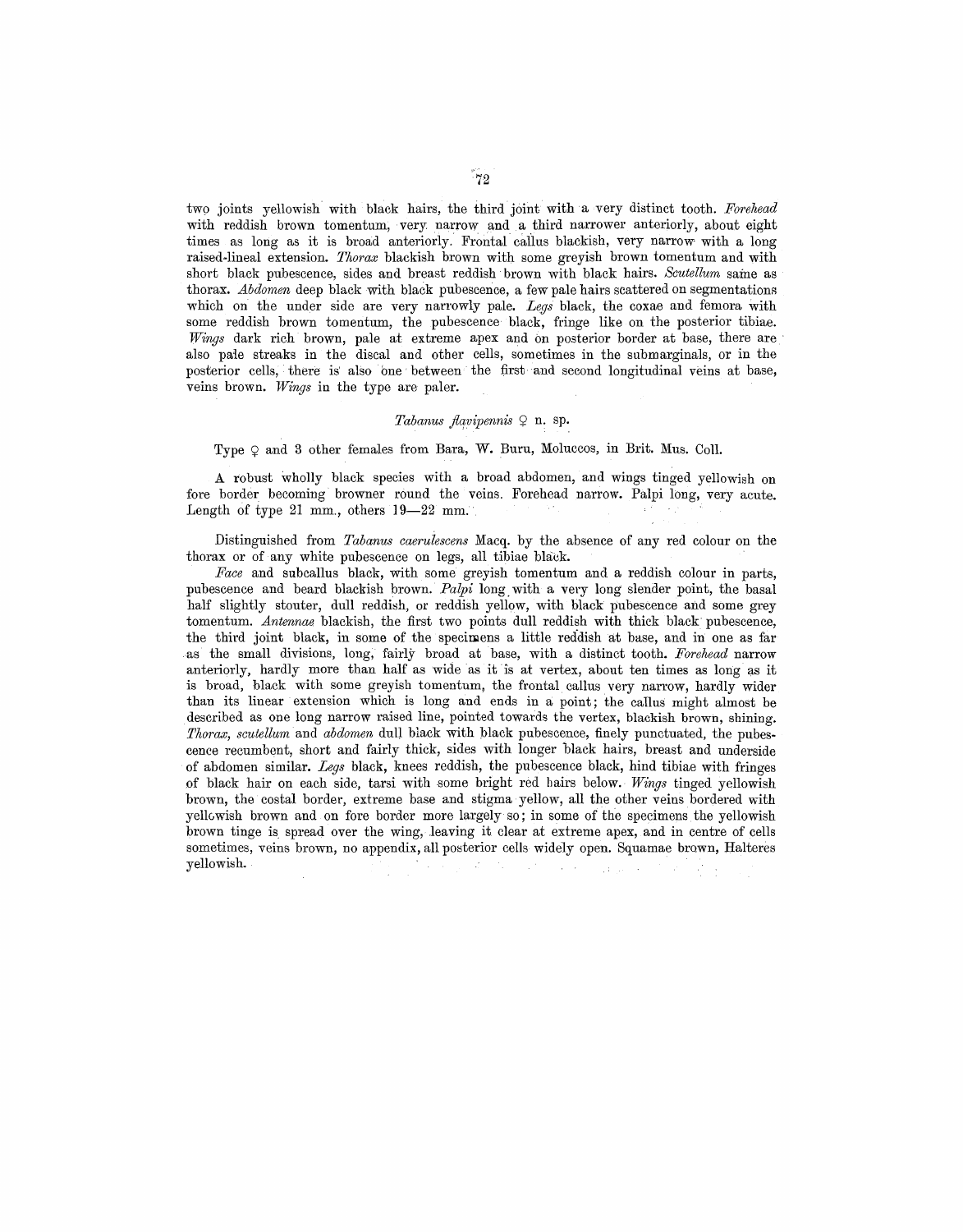two joints yellowish with black hairs, the third joint with a very distinct tooth. *Forehead* with reddish brown tomentum, very narrow and a third narrower anteriorly, about eight times as long as it is broad anteriorly. Frontal callus blackish, very narrow with a long raised-lineal extension. *Thorax* blackish brown with some greyish brown tomentum and with short black pubescence, sides and breast reddish brown with black hairs. *Scutellum* same as thorax. *Abdomen* deep black with black pubescence, a few pale hairs scattered on segmentations which on the under side are very narrowly pale. *Legs* black, the coxae and femora with some reddish brown tomentum, the pubescence black, fringe like on the posterior tibiae. *Wings* dark rich brown, pale at extreme apex and on posterior border at base, there are also pale streaks in the discal and other cells, sometimes in the submarginals, or in the posterior cells, there is also one between the first and second longitudinal veins at base, veins brown. *Wings* in the type are paler.

### *Tabanus flavipennis* ♀ n. sp.

Type ♀ and 3 other females from Bara, W. Buru, Moluccos, in Brit. Mus. Coll.

A robust wholly black species with a broad abdomen, and wings tinged yellowish on fore border becoming browner round the veins. Forehead narrow. Palpi long, very acute. Length of type 21 mm., others 19—22 mm.

Distinguished from *Tabanus caerulescens* Macq. by the absence of any red colour on the thorax or of any white pubescence on legs, all tibiae black.

*Face* and subcallus black, with some greyish tomentum and a reddish colour in parts, pubescence and beard blackish brown. *Palpi* long with a very long slender point, the basal half slightly stouter, dull reddish, or reddish yellow, with black pubescence and some grey tomentum. *Antennae* blackish, the first two points dull reddish with thick black pubescence, the third joint black, in some of the specimens a little reddish at base, and in one as far as the small divisions, long, fairly broad at base, with a distinct tooth. *Forehead* narrow anteriorly, hardly more than half as wide as it is at vertex, about ten times as long as it is broad, black with some greyish tomentum, the frontal callus very narrow, hardly wider than its linear extension which is long and ends in a point; the callus might almost be described as one long narrow raised line, pointed towards the vertex, blackish brown, shining. *Thorax, scutellum* and *abdomen* dull black with black pubescence, finely punctuated, the pubescence recumbent, short and fairly thick, sides with longer black hairs, breast and underside of abdomen similar. *Legs* black, knees reddish, the pubescence black, hind tibiae with fringes of black hair on each side, tarsi with some bright red hairs below. *Wings* tinged yellowish brown, the costal border, extreme base and stigma yellow, all the other veins bordered with yellowish brown and on fore border more largely so; in some of the specimens the yellowish brown tinge is spread over the wing, leaving it clear at extreme apex, and in centre of cells sometimes, veins brown, no appendix, all posterior cells widely open. Squamae brown, Halteres yellowish.